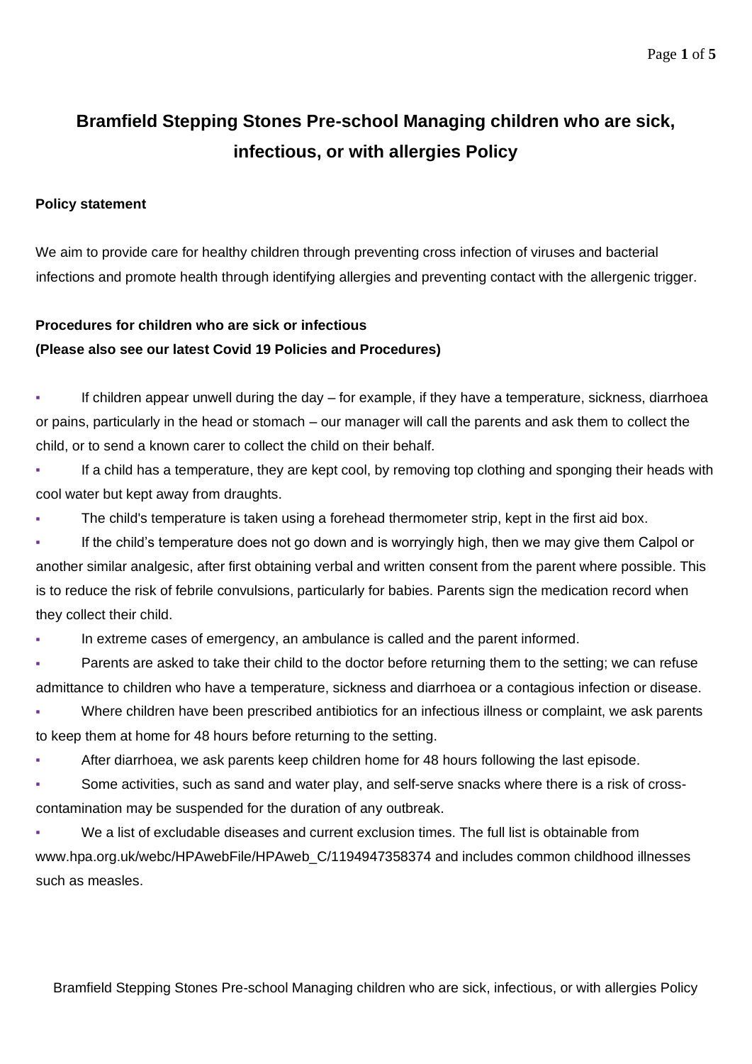# Bramfield Stepping Stones Pre-school Managing children who are sick, infectious, or with allergies Policy

**Policy statement**

We aim to provide care for healthy children through preventing cross infection of viruses and bacterial infections and promote health through identifying allergies and preventing contact with the allergenic trigger.

**Procedures for children who are sick or infectious**
**(Please also see our latest Covid 19 Policies and Procedures)**

- If children appear unwell during the day – for example, if they have a temperature, sickness, diarrhoea or pains, particularly in the head or stomach – our manager will call the parents and ask them to collect the child, or to send a known carer to collect the child on their behalf.
- If a child has a temperature, they are kept cool, by removing top clothing and sponging their heads with cool water but kept away from draughts.
- The child's temperature is taken using a forehead thermometer strip, kept in the first aid box.
- If the child's temperature does not go down and is worryingly high, then we may give them Calpol or another similar analgesic, after first obtaining verbal and written consent from the parent where possible. This is to reduce the risk of febrile convulsions, particularly for babies. Parents sign the medication record when they collect their child.
- In extreme cases of emergency, an ambulance is called and the parent informed.
- Parents are asked to take their child to the doctor before returning them to the setting; we can refuse admittance to children who have a temperature, sickness and diarrhoea or a contagious infection or disease.
- Where children have been prescribed antibiotics for an infectious illness or complaint, we ask parents to keep them at home for 48 hours before returning to the setting.
- After diarrhoea, we ask parents keep children home for 48 hours following the last episode.
- Some activities, such as sand and water play, and self-serve snacks where there is a risk of cross-contamination may be suspended for the duration of any outbreak.
- We a list of excludable diseases and current exclusion times. The full list is obtainable from www.hpa.org.uk/webc/HPAwebFile/HPAweb_C/1194947358374 and includes common childhood illnesses such as measles.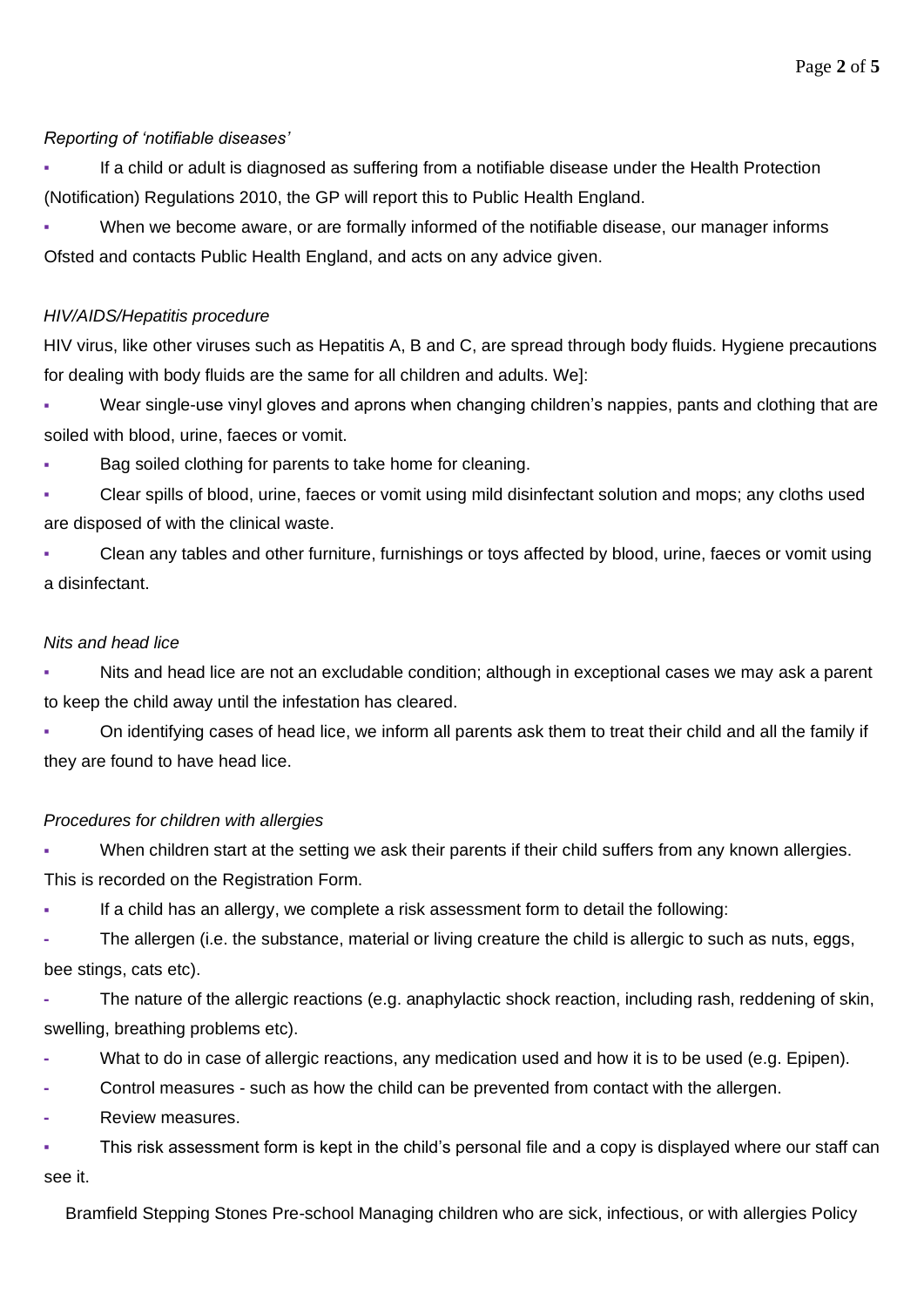*Reporting of 'notifiable diseases'*

- If a child or adult is diagnosed as suffering from a notifiable disease under the Health Protection (Notification) Regulations 2010, the GP will report this to Public Health England.
- When we become aware, or are formally informed of the notifiable disease, our manager informs Ofsted and contacts Public Health England, and acts on any advice given.

*HIV/AIDS/Hepatitis procedure*

HIV virus, like other viruses such as Hepatitis A, B and C, are spread through body fluids. Hygiene precautions for dealing with body fluids are the same for all children and adults. We]:

- Wear single-use vinyl gloves and aprons when changing children's nappies, pants and clothing that are soiled with blood, urine, faeces or vomit.
- Bag soiled clothing for parents to take home for cleaning.
- Clear spills of blood, urine, faeces or vomit using mild disinfectant solution and mops; any cloths used are disposed of with the clinical waste.
- Clean any tables and other furniture, furnishings or toys affected by blood, urine, faeces or vomit using a disinfectant.

*Nits and head lice*

- Nits and head lice are not an excludable condition; although in exceptional cases we may ask a parent to keep the child away until the infestation has cleared.
- On identifying cases of head lice, we inform all parents ask them to treat their child and all the family if they are found to have head lice.

*Procedures for children with allergies*

- When children start at the setting we ask their parents if their child suffers from any known allergies. This is recorded on the Registration Form.
- If a child has an allergy, we complete a risk assessment form to detail the following:
  - The allergen (i.e. the substance, material or living creature the child is allergic to such as nuts, eggs, bee stings, cats etc).
  - The nature of the allergic reactions (e.g. anaphylactic shock reaction, including rash, reddening of skin, swelling, breathing problems etc).
  - What to do in case of allergic reactions, any medication used and how it is to be used (e.g. Epipen).
  - Control measures - such as how the child can be prevented from contact with the allergen.
  - Review measures.
- This risk assessment form is kept in the child's personal file and a copy is displayed where our staff can see it.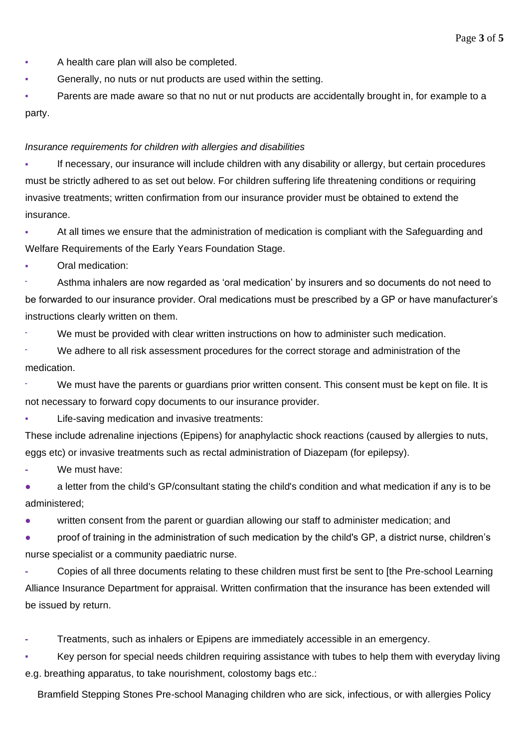- A health care plan will also be completed.
- Generally, no nuts or nut products are used within the setting.
- Parents are made aware so that no nut or nut products are accidentally brought in, for example to a party.

*Insurance requirements for children with allergies and disabilities*

- If necessary, our insurance will include children with any disability or allergy, but certain procedures must be strictly adhered to as set out below. For children suffering life threatening conditions or requiring invasive treatments; written confirmation from our insurance provider must be obtained to extend the insurance.
- At all times we ensure that the administration of medication is compliant with the Safeguarding and Welfare Requirements of the Early Years Foundation Stage.
- Oral medication:
  - Asthma inhalers are now regarded as 'oral medication' by insurers and so documents do not need to be forwarded to our insurance provider. Oral medications must be prescribed by a GP or have manufacturer's instructions clearly written on them.
  - We must be provided with clear written instructions on how to administer such medication.
  - We adhere to all risk assessment procedures for the correct storage and administration of the medication.
  - We must have the parents or guardians prior written consent. This consent must be kept on file. It is not necessary to forward copy documents to our insurance provider.
- Life-saving medication and invasive treatments:

These include adrenaline injections (Epipens) for anaphylactic shock reactions (caused by allergies to nuts, eggs etc) or invasive treatments such as rectal administration of Diazepam (for epilepsy).

- We must have:
  - a letter from the child's GP/consultant stating the child's condition and what medication if any is to be administered;
  - written consent from the parent or guardian allowing our staff to administer medication; and
  - proof of training in the administration of such medication by the child's GP, a district nurse, children's nurse specialist or a community paediatric nurse.
- Copies of all three documents relating to these children must first be sent to [the Pre-school Learning Alliance Insurance Department for appraisal. Written confirmation that the insurance has been extended will be issued by return.

- Treatments, such as inhalers or Epipens are immediately accessible in an emergency.
- Key person for special needs children requiring assistance with tubes to help them with everyday living e.g. breathing apparatus, to take nourishment, colostomy bags etc.: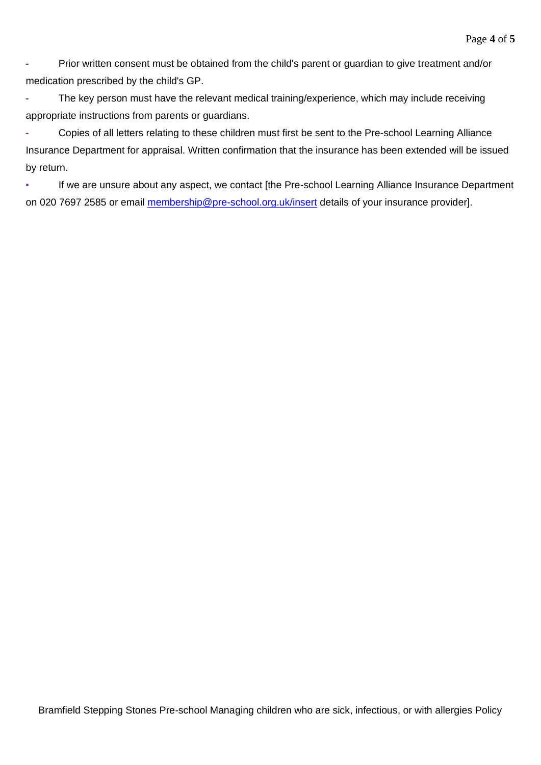- Prior written consent must be obtained from the child's parent or guardian to give treatment and/or medication prescribed by the child's GP.
- The key person must have the relevant medical training/experience, which may include receiving appropriate instructions from parents or guardians.
- Copies of all letters relating to these children must first be sent to the Pre-school Learning Alliance Insurance Department for appraisal. Written confirmation that the insurance has been extended will be issued by return.

- If we are unsure about any aspect, we contact [the Pre-school Learning Alliance Insurance Department on 020 7697 2585 or email membership@pre-school.org.uk/insert details of your insurance provider].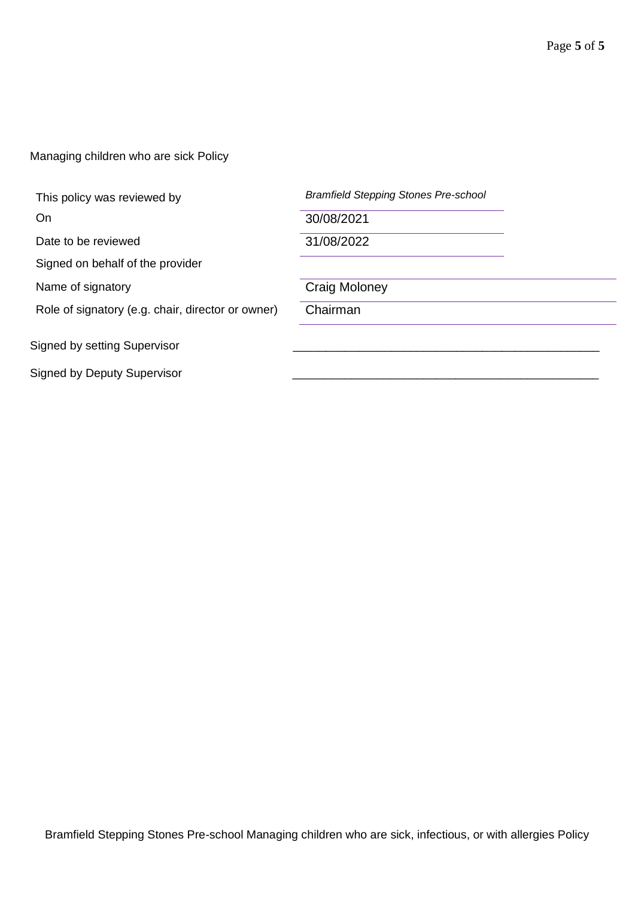Managing children who are sick Policy

| | |
|---|---|
| This policy was reviewed by | *Bramfield Stepping Stones Pre-school* |
| On | 30/08/2021 |
| Date to be reviewed | 31/08/2022 |
| Signed on behalf of the provider | |
| Name of signatory | Craig Moloney |
| Role of signatory (e.g. chair, director or owner) | Chairman |

Signed by setting Supervisor \_\_\_\_\_\_\_\_\_\_\_\_\_\_\_\_\_\_\_\_\_\_\_\_\_\_\_\_\_\_\_\_\_\_\_\_\_\_\_\_\_\_\_\_

Signed by Deputy Supervisor \_\_\_\_\_\_\_\_\_\_\_\_\_\_\_\_\_\_\_\_\_\_\_\_\_\_\_\_\_\_\_\_\_\_\_\_\_\_\_\_\_\_\_\_